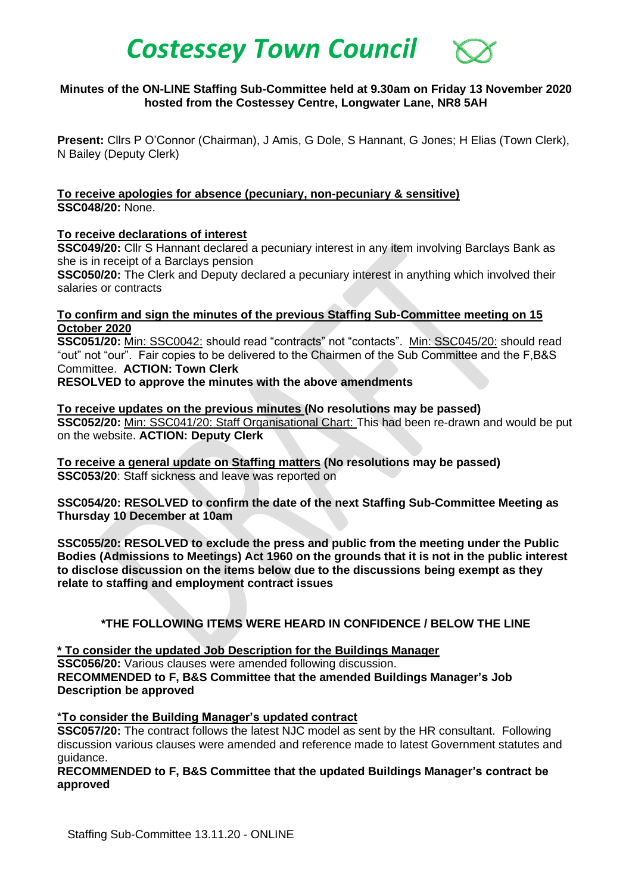# Costessey Town Council

**Minutes of the ON-LINE Staffing Sub-Committee held at 9.30am on Friday 13 November 2020 hosted from the Costessey Centre, Longwater Lane, NR8 5AH**

**Present:** Cllrs P O'Connor (Chairman), J Amis, G Dole, S Hannant, G Jones; H Elias (Town Clerk), N Bailey (Deputy Clerk)

**To receive apologies for absence (pecuniary, non-pecuniary & sensitive)**
**SSC048/20:** None.

**To receive declarations of interest**
**SSC049/20:** Cllr S Hannant declared a pecuniary interest in any item involving Barclays Bank as she is in receipt of a Barclays pension
**SSC050/20:** The Clerk and Deputy declared a pecuniary interest in anything which involved their salaries or contracts

**To confirm and sign the minutes of the previous Staffing Sub-Committee meeting on 15 October 2020**
**SSC051/20:** Min: SSC0042: should read "contracts" not "contacts". Min: SSC045/20: should read "out" not "our". Fair copies to be delivered to the Chairmen of the Sub Committee and the F,B&S Committee. **ACTION: Town Clerk**
**RESOLVED to approve the minutes with the above amendments**

**To receive updates on the previous minutes (No resolutions may be passed)**
**SSC052/20:** Min: SSC041/20: Staff Organisational Chart: This had been re-drawn and would be put on the website. **ACTION: Deputy Clerk**

**To receive a general update on Staffing matters (No resolutions may be passed)**
**SSC053/20**: Staff sickness and leave was reported on

**SSC054/20: RESOLVED to confirm the date of the next Staffing Sub-Committee Meeting as Thursday 10 December at 10am**

**SSC055/20: RESOLVED to exclude the press and public from the meeting under the Public Bodies (Admissions to Meetings) Act 1960 on the grounds that it is not in the public interest to disclose discussion on the items below due to the discussions being exempt as they relate to staffing and employment contract issues**

**\*THE FOLLOWING ITEMS WERE HEARD IN CONFIDENCE / BELOW THE LINE**

**\* To consider the updated Job Description for the Buildings Manager**
**SSC056/20:** Various clauses were amended following discussion.
**RECOMMENDED to F, B&S Committee that the amended Buildings Manager's Job Description be approved**

**\*To consider the Building Manager's updated contract**
**SSC057/20:** The contract follows the latest NJC model as sent by the HR consultant. Following discussion various clauses were amended and reference made to latest Government statutes and guidance.
**RECOMMENDED to F, B&S Committee that the updated Buildings Manager's contract be approved**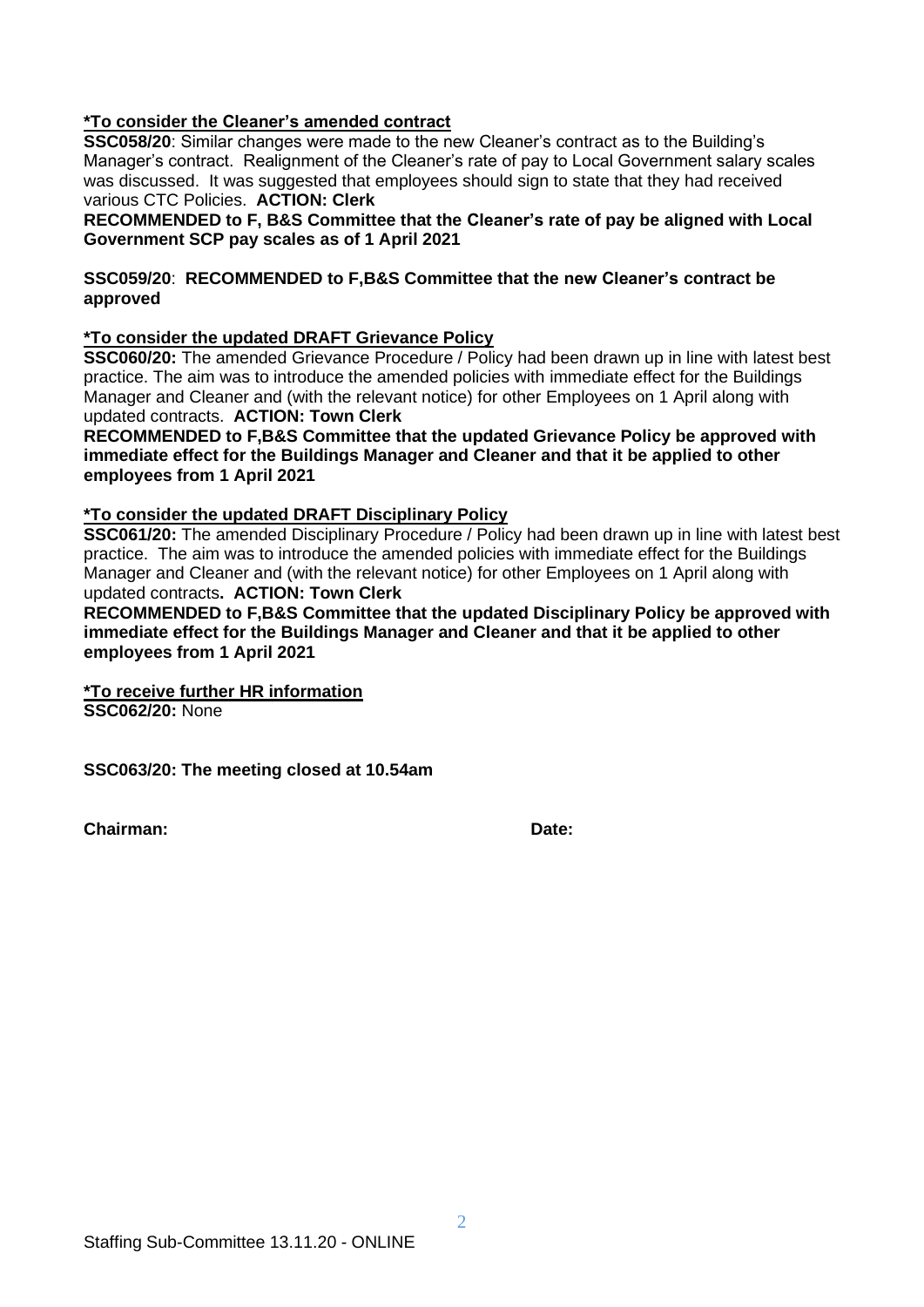**<u>*To consider the Cleaner's amended contract</u>**

**SSC058/20**: Similar changes were made to the new Cleaner's contract as to the Building's Manager's contract. Realignment of the Cleaner's rate of pay to Local Government salary scales was discussed. It was suggested that employees should sign to state that they had received various CTC Policies. **ACTION: Clerk**

**RECOMMENDED to F, B&S Committee that the Cleaner's rate of pay be aligned with Local Government SCP pay scales as of 1 April 2021**

**SSC059/20**: **RECOMMENDED to F,B&S Committee that the new Cleaner's contract be approved**

**<u>*To consider the updated DRAFT Grievance Policy</u>**

**SSC060/20:** The amended Grievance Procedure / Policy had been drawn up in line with latest best practice. The aim was to introduce the amended policies with immediate effect for the Buildings Manager and Cleaner and (with the relevant notice) for other Employees on 1 April along with updated contracts. **ACTION: Town Clerk**

**RECOMMENDED to F,B&S Committee that the updated Grievance Policy be approved with immediate effect for the Buildings Manager and Cleaner and that it be applied to other employees from 1 April 2021**

**<u>*To consider the updated DRAFT Disciplinary Policy</u>**

**SSC061/20:** The amended Disciplinary Procedure / Policy had been drawn up in line with latest best practice. The aim was to introduce the amended policies with immediate effect for the Buildings Manager and Cleaner and (with the relevant notice) for other Employees on 1 April along with updated contracts**. ACTION: Town Clerk**

**RECOMMENDED to F,B&S Committee that the updated Disciplinary Policy be approved with immediate effect for the Buildings Manager and Cleaner and that it be applied to other employees from 1 April 2021**

**<u>*To receive further HR information</u>**

**SSC062/20:** None

**SSC063/20: The meeting closed at 10.54am**

**Chairman:** **Date:**